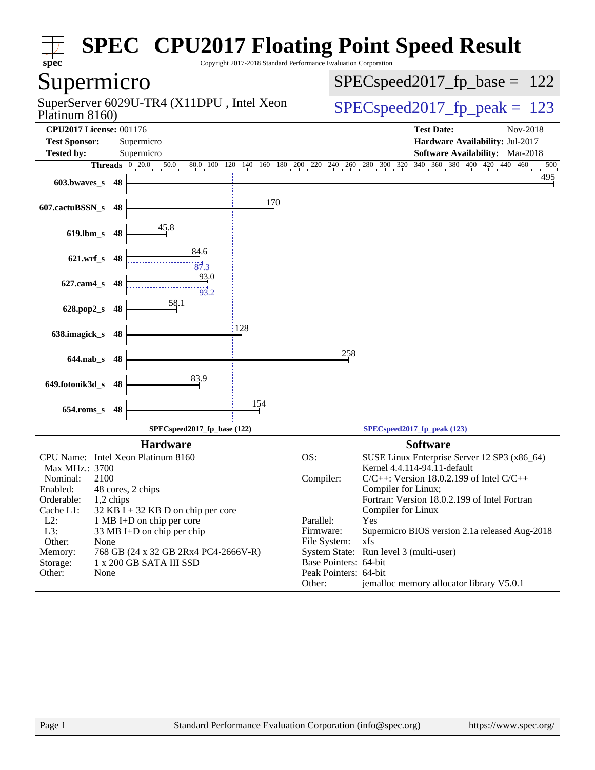# SPEC CPU2017 Floating Point Speed Result

Copyright 2017-2018 Standard Performance Evaluation Corporation

## Supermicro

SuperServer 6029U-TR4 (X11DPU , Intel Xeon Platinum 8160)

SPECspeed2017_fp_base = 122

SPECspeed2017_fp_peak = 123

**CPU2017 License:** 001176
**Test Sponsor:** Supermicro
**Tested by:** Supermicro

**Test Date:** Nov-2018
**Hardware Availability:** Jul-2017
**Software Availability:** Mar-2018

| Benchmark | Threads | Base | Peak |
|---|---|---|---|
| 603.bwaves_s | 48 | 495 | |
| 607.cactuBSSN_s | 48 | 170 | |
| 619.lbm_s | 48 | 45.8 | |
| 621.wrf_s | 48 | 84.6 | 87.3 |
| 627.cam4_s | 48 | 93.0 | 93.2 |
| 628.pop2_s | 48 | 58.1 | |
| 638.imagick_s | 48 | 128 | |
| 644.nab_s | 48 | 258 | |
| 649.fotonik3d_s | 48 | 83.9 | |
| 654.roms_s | 48 | 154 | |

SPECspeed2017_fp_base (122) — SPECspeed2017_fp_peak (123)

### Hardware

| | |
|---|---|
| CPU Name: | Intel Xeon Platinum 8160 |
| Max MHz.: | 3700 |
| Nominal: | 2100 |
| Enabled: | 48 cores, 2 chips |
| Orderable: | 1,2 chips |
| Cache L1: | 32 KB I + 32 KB D on chip per core |
| L2: | 1 MB I+D on chip per core |
| L3: | 33 MB I+D on chip per chip |
| Other: | None |
| Memory: | 768 GB (24 x 32 GB 2Rx4 PC4-2666V-R) |
| Storage: | 1 x 200 GB SATA III SSD |
| Other: | None |

### Software

| | |
|---|---|
| OS: | SUSE Linux Enterprise Server 12 SP3 (x86_64) Kernel 4.4.114-94.11-default |
| Compiler: | C/C++: Version 18.0.2.199 of Intel C/C++ Compiler for Linux; Fortran: Version 18.0.2.199 of Intel Fortran Compiler for Linux |
| Parallel: | Yes |
| Firmware: | Supermicro BIOS version 2.1a released Aug-2018 |
| File System: | xfs |
| System State: | Run level 3 (multi-user) |
| Base Pointers: | 64-bit |
| Peak Pointers: | 64-bit |
| Other: | jemalloc memory allocator library V5.0.1 |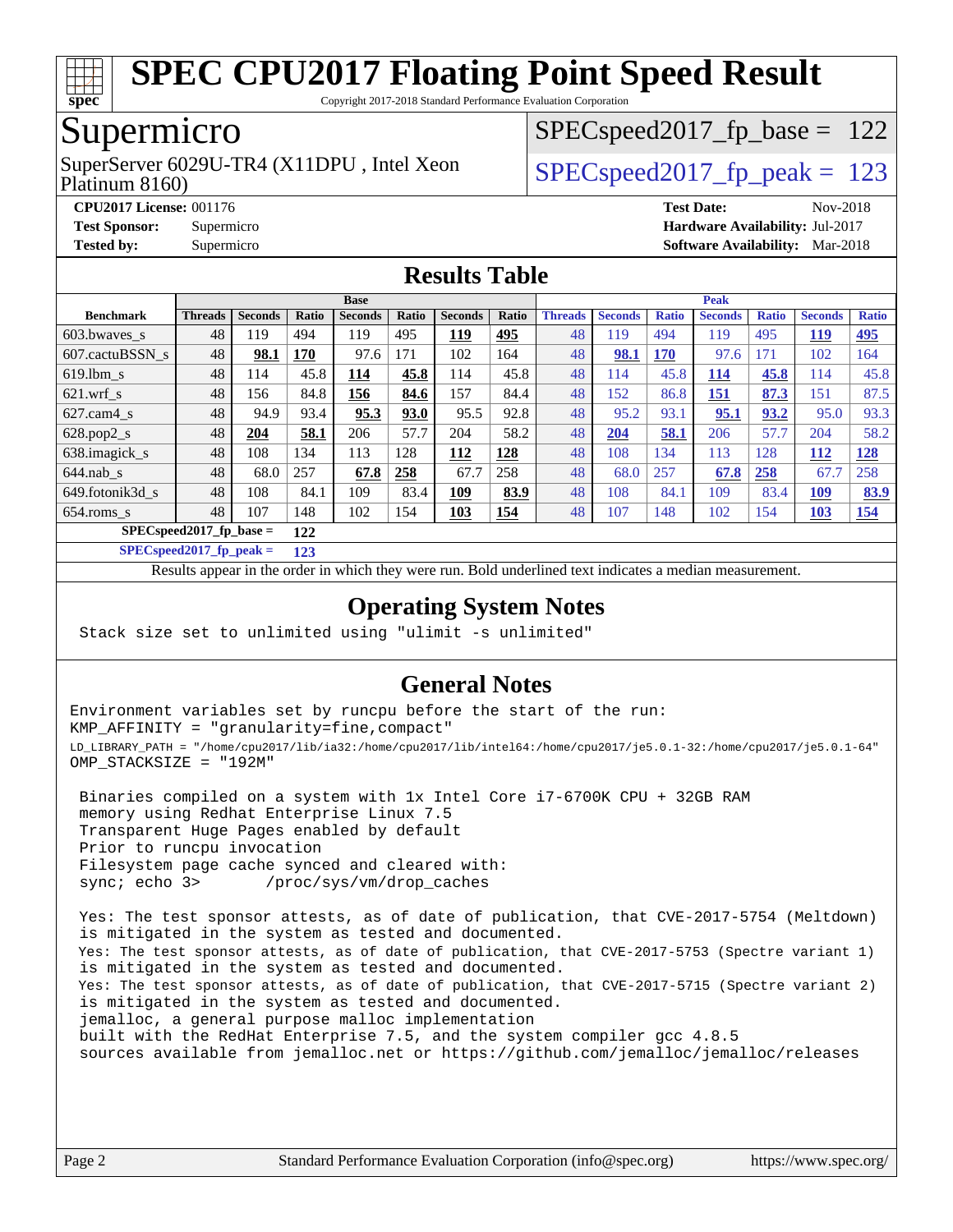# SPEC CPU2017 Floating Point Speed Result

Copyright 2017-2018 Standard Performance Evaluation Corporation

## Supermicro

SuperServer 6029U-TR4 (X11DPU , Intel Xeon Platinum 8160)

SPECspeed2017_fp_base = 122

SPECspeed2017_fp_peak = 123

**CPU2017 License:** 001176
**Test Sponsor:** Supermicro
**Tested by:** Supermicro

**Test Date:** Nov-2018
**Hardware Availability:** Jul-2017
**Software Availability:** Mar-2018

## Results Table

| Benchmark | Base | | | | | | | Peak | | | | | | |
|---|---|---|---|---|---|---|---|---|---|---|---|---|---|---|
| | Threads | Seconds | Ratio | Seconds | Ratio | Seconds | Ratio | Threads | Seconds | Ratio | Seconds | Ratio | Seconds | Ratio |
| 603.bwaves_s | 48 | 119 | 494 | 119 | 495 | **119** | **495** | 48 | 119 | 494 | 119 | 495 | **119** | **495** |
| 607.cactuBSSN_s | 48 | **98.1** | **170** | 97.6 | 171 | 102 | 164 | 48 | **98.1** | **170** | 97.6 | 171 | 102 | 164 |
| 619.lbm_s | 48 | 114 | 45.8 | **114** | **45.8** | 114 | 45.8 | 48 | 114 | 45.8 | **114** | **45.8** | 114 | 45.8 |
| 621.wrf_s | 48 | 156 | 84.8 | **156** | **84.6** | 157 | 84.4 | 48 | 152 | 86.8 | **151** | **87.3** | 151 | 87.5 |
| 627.cam4_s | 48 | 94.9 | 93.4 | **95.3** | **93.0** | 95.5 | 92.8 | 48 | 95.2 | 93.1 | **95.1** | **93.2** | 95.0 | 93.3 |
| 628.pop2_s | 48 | **204** | **58.1** | 206 | 57.7 | 204 | 58.2 | 48 | **204** | **58.1** | 206 | 57.7 | 204 | 58.2 |
| 638.imagick_s | 48 | 108 | 134 | 113 | 128 | **112** | **128** | 48 | 108 | 134 | 113 | 128 | **112** | **128** |
| 644.nab_s | 48 | 68.0 | 257 | **67.8** | **258** | 67.7 | 258 | 48 | 68.0 | 257 | **67.8** | **258** | 67.7 | 258 |
| 649.fotonik3d_s | 48 | 108 | 84.1 | 109 | 83.4 | **109** | **83.9** | 48 | 108 | 84.1 | 109 | 83.4 | **109** | **83.9** |
| 654.roms_s | 48 | 107 | 148 | 102 | 154 | **103** | **154** | 48 | 107 | 148 | 102 | 154 | **103** | **154** |

**SPECspeed2017_fp_base =** **122**

**SPECspeed2017_fp_peak =** **123**

Results appear in the order in which they were run. Bold underlined text indicates a median measurement.

## Operating System Notes

```
Stack size set to unlimited using "ulimit -s unlimited"
```

## General Notes

```
Environment variables set by runcpu before the start of the run:
KMP_AFFINITY = "granularity=fine,compact"
LD_LIBRARY_PATH = "/home/cpu2017/lib/ia32:/home/cpu2017/lib/intel64:/home/cpu2017/je5.0.1-32:/home/cpu2017/je5.0.1-64"
OMP_STACKSIZE = "192M"

 Binaries compiled on a system with 1x Intel Core i7-6700K CPU + 32GB RAM
 memory using Redhat Enterprise Linux 7.5
 Transparent Huge Pages enabled by default
 Prior to runcpu invocation
 Filesystem page cache synced and cleared with:
 sync; echo 3>       /proc/sys/vm/drop_caches

 Yes: The test sponsor attests, as of date of publication, that CVE-2017-5754 (Meltdown)
 is mitigated in the system as tested and documented.
 Yes: The test sponsor attests, as of date of publication, that CVE-2017-5753 (Spectre variant 1)
 is mitigated in the system as tested and documented.
 Yes: The test sponsor attests, as of date of publication, that CVE-2017-5715 (Spectre variant 2)
 is mitigated in the system as tested and documented.
 jemalloc, a general purpose malloc implementation
 built with the RedHat Enterprise 7.5, and the system compiler gcc 4.8.5
 sources available from jemalloc.net or https://github.com/jemalloc/jemalloc/releases
```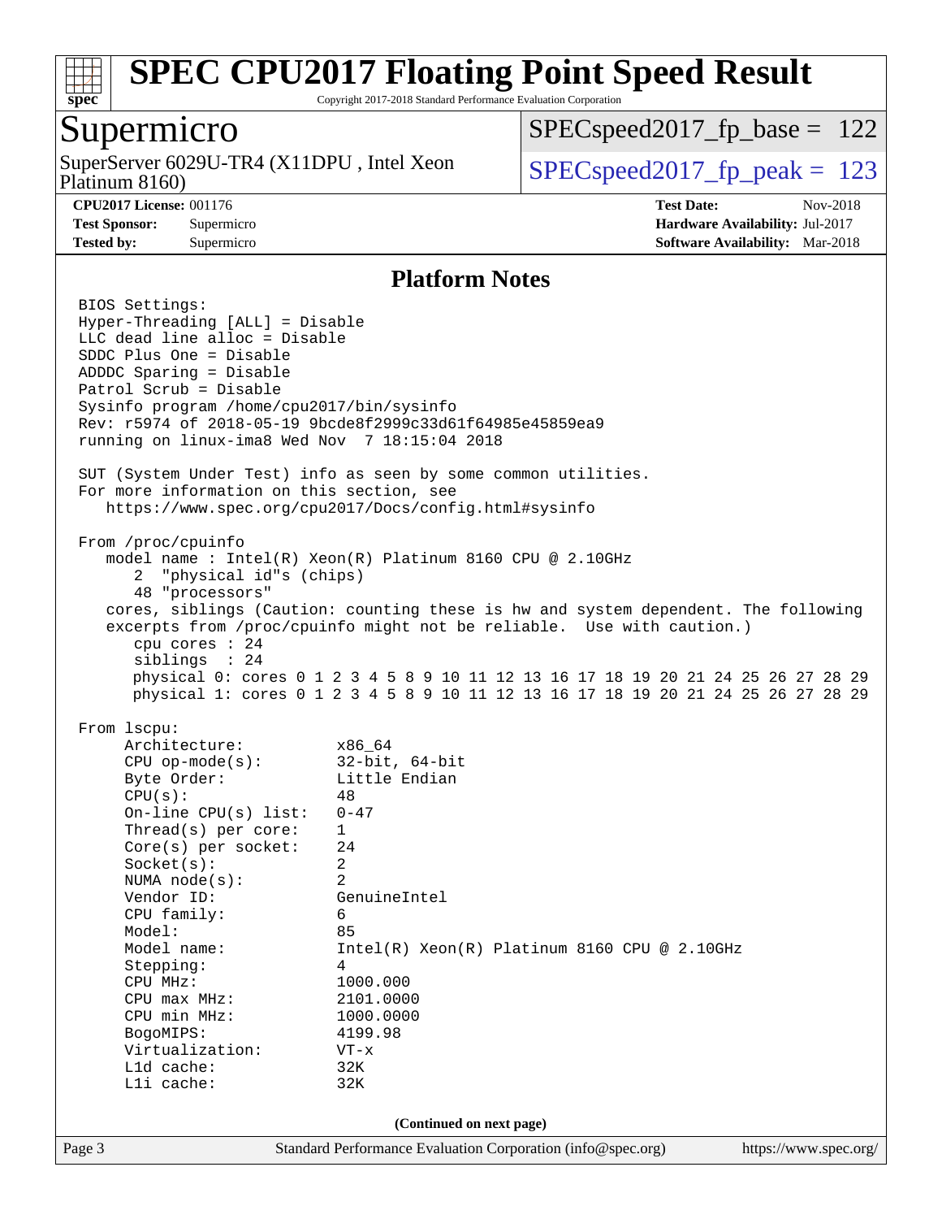# SPEC CPU2017 Floating Point Speed Result

Copyright 2017-2018 Standard Performance Evaluation Corporation

## Supermicro

SuperServer 6029U-TR4 (X11DPU , Intel Xeon Platinum 8160)

SPECspeed2017_fp_base = 122

SPECspeed2017_fp_peak = 123

**CPU2017 License:** 001176
**Test Sponsor:** Supermicro
**Tested by:** Supermicro

**Test Date:** Nov-2018
**Hardware Availability:** Jul-2017
**Software Availability:** Mar-2018

### Platform Notes

```
BIOS Settings:
Hyper-Threading [ALL] = Disable
LLC dead line alloc = Disable
SDDC Plus One = Disable
ADDDC Sparing = Disable
Patrol Scrub = Disable
Sysinfo program /home/cpu2017/bin/sysinfo
Rev: r5974 of 2018-05-19 9bcde8f2999c33d61f64985e45859ea9
running on linux-ima8 Wed Nov  7 18:15:04 2018

SUT (System Under Test) info as seen by some common utilities.
For more information on this section, see
   https://www.spec.org/cpu2017/Docs/config.html#sysinfo

From /proc/cpuinfo
   model name : Intel(R) Xeon(R) Platinum 8160 CPU @ 2.10GHz
      2  "physical id"s (chips)
      48 "processors"
   cores, siblings (Caution: counting these is hw and system dependent. The following
   excerpts from /proc/cpuinfo might not be reliable.  Use with caution.)
      cpu cores : 24
      siblings  : 24
      physical 0: cores 0 1 2 3 4 5 8 9 10 11 12 13 16 17 18 19 20 21 24 25 26 27 28 29
      physical 1: cores 0 1 2 3 4 5 8 9 10 11 12 13 16 17 18 19 20 21 24 25 26 27 28 29

From lscpu:
     Architecture:          x86_64
     CPU op-mode(s):        32-bit, 64-bit
     Byte Order:            Little Endian
     CPU(s):                48
     On-line CPU(s) list:   0-47
     Thread(s) per core:    1
     Core(s) per socket:    24
     Socket(s):             2
     NUMA node(s):          2
     Vendor ID:             GenuineIntel
     CPU family:            6
     Model:                 85
     Model name:            Intel(R) Xeon(R) Platinum 8160 CPU @ 2.10GHz
     Stepping:              4
     CPU MHz:               1000.000
     CPU max MHz:           2101.0000
     CPU min MHz:           1000.0000
     BogoMIPS:              4199.98
     Virtualization:        VT-x
     L1d cache:             32K
     L1i cache:             32K
```

(Continued on next page)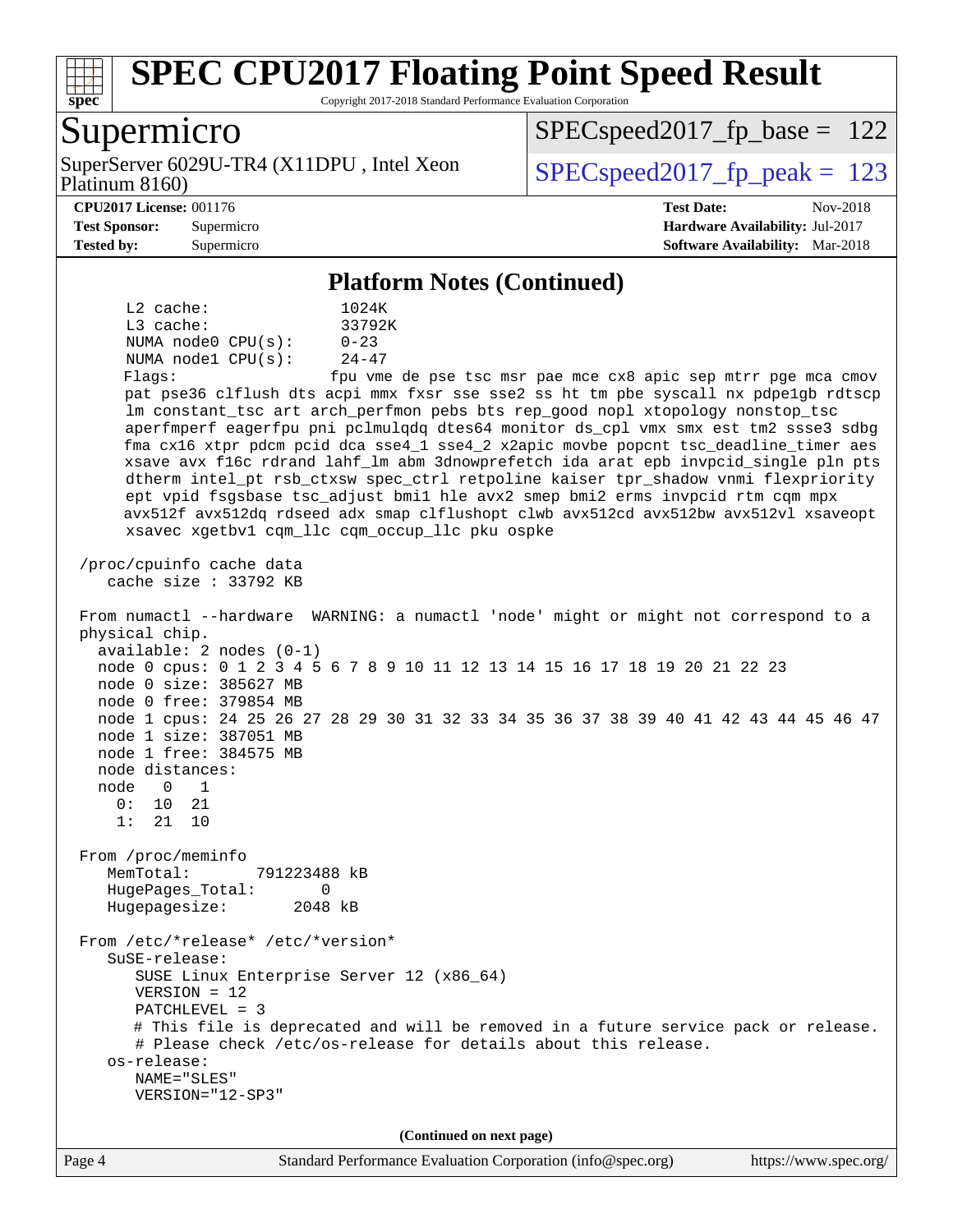# SPEC CPU2017 Floating Point Speed Result

Copyright 2017-2018 Standard Performance Evaluation Corporation

## Supermicro

SuperServer 6029U-TR4 (X11DPU , Intel Xeon Platinum 8160)

SPECspeed2017_fp_base = 122

SPECspeed2017_fp_peak = 123

**CPU2017 License:** 001176
**Test Sponsor:** Supermicro
**Tested by:** Supermicro

**Test Date:** Nov-2018
**Hardware Availability:** Jul-2017
**Software Availability:** Mar-2018

### Platform Notes (Continued)

```
     L2 cache:              1024K
     L3 cache:              33792K
     NUMA node0 CPU(s):     0-23
     NUMA node1 CPU(s):     24-47
     Flags:                 fpu vme de pse tsc msr pae mce cx8 apic sep mtrr pge mca cmov
     pat pse36 clflush dts acpi mmx fxsr sse sse2 ss ht tm pbe syscall nx pdpe1gb rdtscp
     lm constant_tsc art arch_perfmon pebs bts rep_good nopl xtopology nonstop_tsc
     aperfmperf eagerfpu pni pclmulqdq dtes64 monitor ds_cpl vmx smx est tm2 ssse3 sdbg
     fma cx16 xtpr pdcm pcid dca sse4_1 sse4_2 x2apic movbe popcnt tsc_deadline_timer aes
     xsave avx f16c rdrand lahf_lm abm 3dnowprefetch ida arat epb invpcid_single pln pts
     dtherm intel_pt rsb_ctxsw spec_ctrl retpoline kaiser tpr_shadow vnmi flexpriority
     ept vpid fsgsbase tsc_adjust bmi1 hle avx2 smep bmi2 erms invpcid rtm cqm mpx
     avx512f avx512dq rdseed adx smap clflushopt clwb avx512cd avx512bw avx512vl xsaveopt
     xsavec xgetbv1 cqm_llc cqm_occup_llc pku ospke

 /proc/cpuinfo cache data
    cache size : 33792 KB

 From numactl --hardware  WARNING: a numactl 'node' might or might not correspond to a
 physical chip.
   available: 2 nodes (0-1)
   node 0 cpus: 0 1 2 3 4 5 6 7 8 9 10 11 12 13 14 15 16 17 18 19 20 21 22 23
   node 0 size: 385627 MB
   node 0 free: 379854 MB
   node 1 cpus: 24 25 26 27 28 29 30 31 32 33 34 35 36 37 38 39 40 41 42 43 44 45 46 47
   node 1 size: 387051 MB
   node 1 free: 384575 MB
   node distances:
   node   0   1
     0:  10  21
     1:  21  10

 From /proc/meminfo
    MemTotal:       791223488 kB
    HugePages_Total:       0
    Hugepagesize:       2048 kB

 From /etc/*release* /etc/*version*
    SuSE-release:
       SUSE Linux Enterprise Server 12 (x86_64)
       VERSION = 12
       PATCHLEVEL = 3
       # This file is deprecated and will be removed in a future service pack or release.
       # Please check /etc/os-release for details about this release.
    os-release:
       NAME="SLES"
       VERSION="12-SP3"
```

(Continued on next page)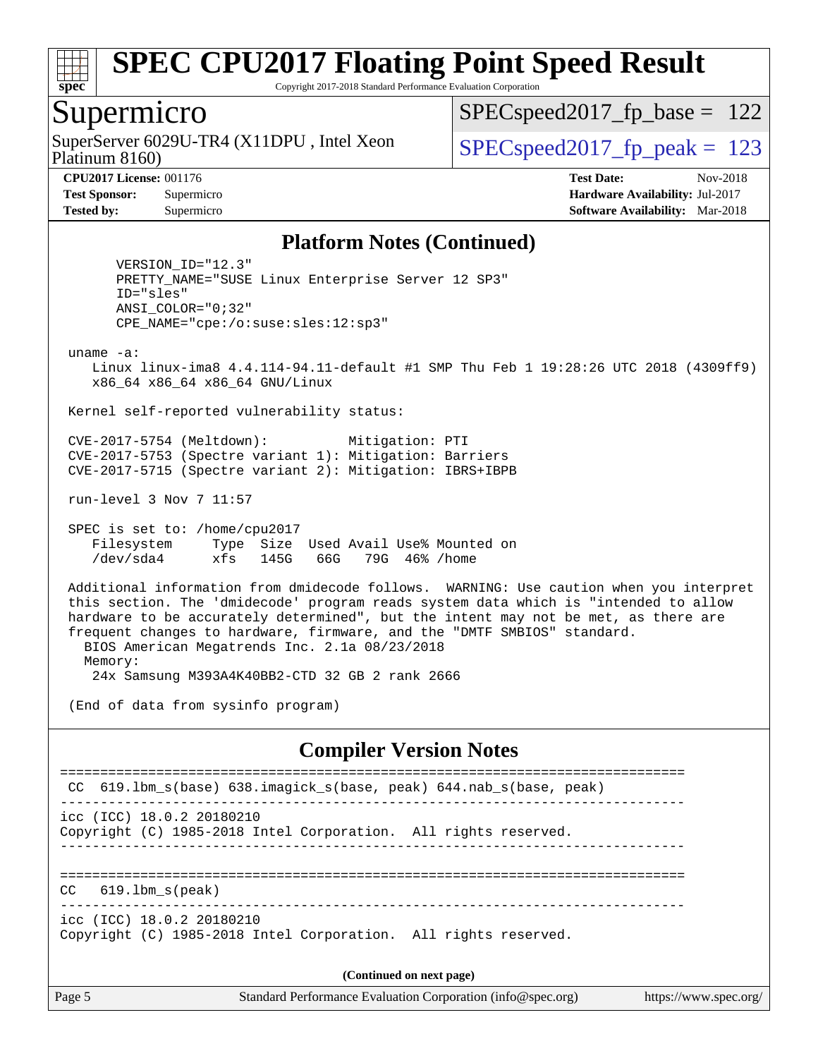## Platform Notes (Continued)

```
       VERSION_ID="12.3"
       PRETTY_NAME="SUSE Linux Enterprise Server 12 SP3"
       ID="sles"
       ANSI_COLOR="0;32"
       CPE_NAME="cpe:/o:suse:sles:12:sp3"

 uname -a:
    Linux linux-ima8 4.4.114-94.11-default #1 SMP Thu Feb 1 19:28:26 UTC 2018 (4309ff9)
    x86_64 x86_64 x86_64 GNU/Linux

 Kernel self-reported vulnerability status:

 CVE-2017-5754 (Meltdown):          Mitigation: PTI
 CVE-2017-5753 (Spectre variant 1): Mitigation: Barriers
 CVE-2017-5715 (Spectre variant 2): Mitigation: IBRS+IBPB

 run-level 3 Nov 7 11:57

 SPEC is set to: /home/cpu2017
    Filesystem     Type  Size  Used Avail Use% Mounted on
    /dev/sda4      xfs   145G   66G   79G  46% /home

 Additional information from dmidecode follows.  WARNING: Use caution when you interpret
 this section. The 'dmidecode' program reads system data which is "intended to allow
 hardware to be accurately determined", but the intent may not be met, as there are
 frequent changes to hardware, firmware, and the "DMTF SMBIOS" standard.
   BIOS American Megatrends Inc. 2.1a 08/23/2018
   Memory:
     24x Samsung M393A4K40BB2-CTD 32 GB 2 rank 2666

 (End of data from sysinfo program)
```

## Compiler Version Notes

```
==============================================================================
 CC  619.lbm_s(base) 638.imagick_s(base, peak) 644.nab_s(base, peak)
------------------------------------------------------------------------------
icc (ICC) 18.0.2 20180210
Copyright (C) 1985-2018 Intel Corporation.  All rights reserved.
------------------------------------------------------------------------------

==============================================================================
CC   619.lbm_s(peak)
------------------------------------------------------------------------------
icc (ICC) 18.0.2 20180210
Copyright (C) 1985-2018 Intel Corporation.  All rights reserved.
```

**(Continued on next page)**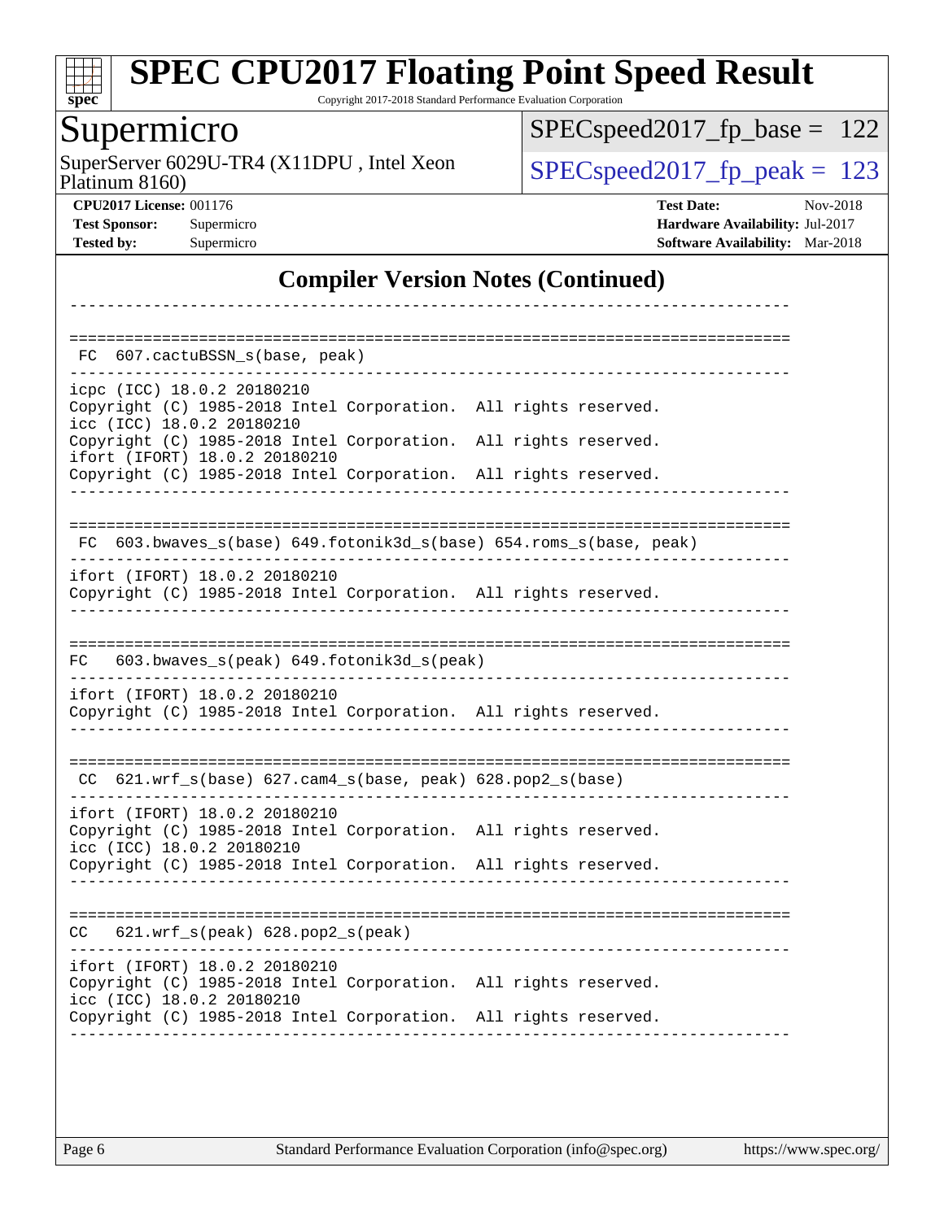# SPEC CPU2017 Floating Point Speed Result

Copyright 2017-2018 Standard Performance Evaluation Corporation

## Supermicro

SuperServer 6029U-TR4 (X11DPU , Intel Xeon Platinum 8160)

SPECspeed2017_fp_base = 122

SPECspeed2017_fp_peak = 123

**CPU2017 License:** 001176
**Test Sponsor:** Supermicro
**Tested by:** Supermicro

**Test Date:** Nov-2018
**Hardware Availability:** Jul-2017
**Software Availability:** Mar-2018

## Compiler Version Notes (Continued)

```
------------------------------------------------------------------------------

==============================================================================
 FC  607.cactuBSSN_s(base, peak)
------------------------------------------------------------------------------
icpc (ICC) 18.0.2 20180210
Copyright (C) 1985-2018 Intel Corporation.  All rights reserved.
icc (ICC) 18.0.2 20180210
Copyright (C) 1985-2018 Intel Corporation.  All rights reserved.
ifort (IFORT) 18.0.2 20180210
Copyright (C) 1985-2018 Intel Corporation.  All rights reserved.
------------------------------------------------------------------------------

==============================================================================
 FC  603.bwaves_s(base) 649.fotonik3d_s(base) 654.roms_s(base, peak)
------------------------------------------------------------------------------
ifort (IFORT) 18.0.2 20180210
Copyright (C) 1985-2018 Intel Corporation.  All rights reserved.
------------------------------------------------------------------------------

==============================================================================
FC   603.bwaves_s(peak) 649.fotonik3d_s(peak)
------------------------------------------------------------------------------
ifort (IFORT) 18.0.2 20180210
Copyright (C) 1985-2018 Intel Corporation.  All rights reserved.
------------------------------------------------------------------------------

==============================================================================
 CC  621.wrf_s(base) 627.cam4_s(base, peak) 628.pop2_s(base)
------------------------------------------------------------------------------
ifort (IFORT) 18.0.2 20180210
Copyright (C) 1985-2018 Intel Corporation.  All rights reserved.
icc (ICC) 18.0.2 20180210
Copyright (C) 1985-2018 Intel Corporation.  All rights reserved.
------------------------------------------------------------------------------

==============================================================================
CC   621.wrf_s(peak) 628.pop2_s(peak)
------------------------------------------------------------------------------
ifort (IFORT) 18.0.2 20180210
Copyright (C) 1985-2018 Intel Corporation.  All rights reserved.
icc (ICC) 18.0.2 20180210
Copyright (C) 1985-2018 Intel Corporation.  All rights reserved.
------------------------------------------------------------------------------
```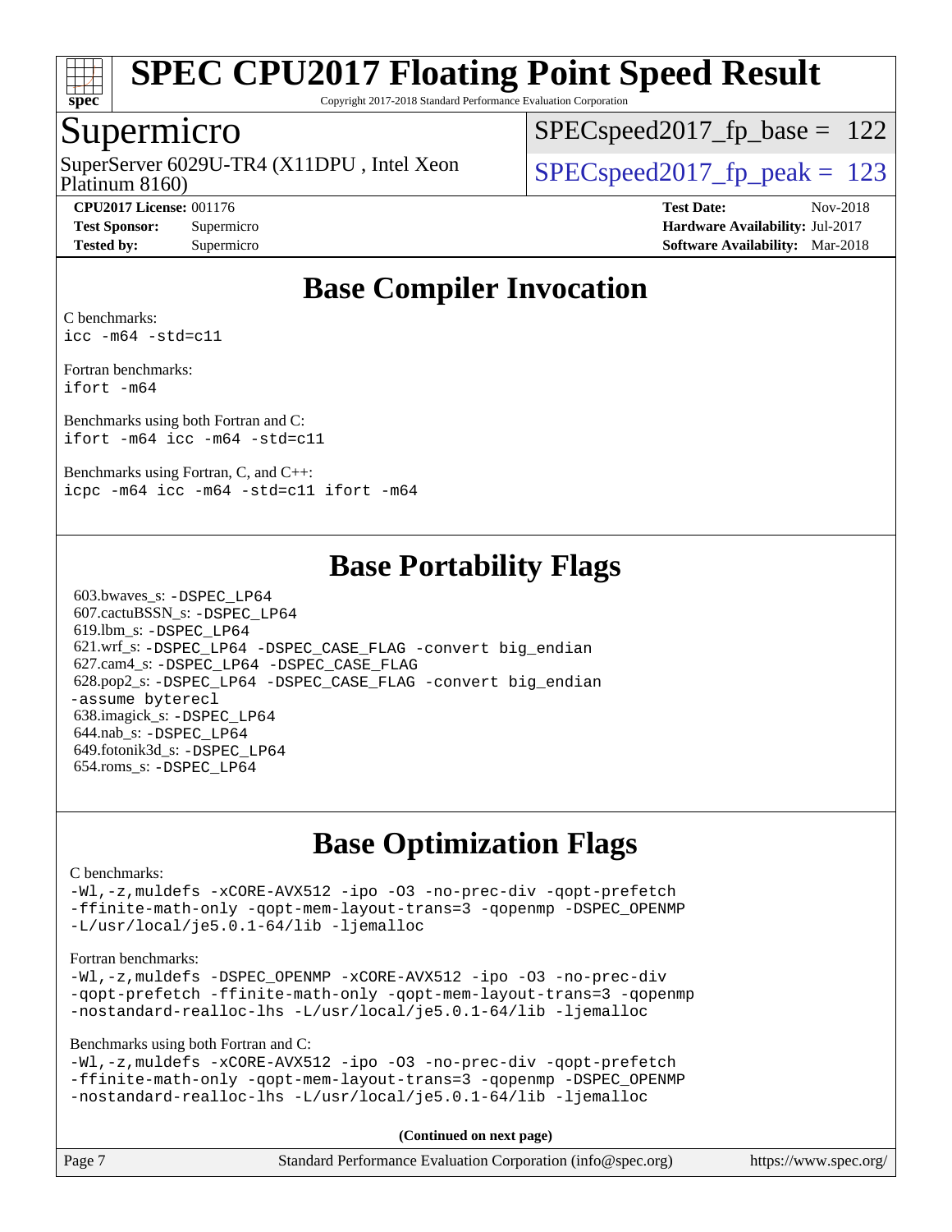# SPEC CPU2017 Floating Point Speed Result

Copyright 2017-2018 Standard Performance Evaluation Corporation

## Supermicro

SuperServer 6029U-TR4 (X11DPU , Intel Xeon Platinum 8160)

SPECspeed2017_fp_base = 122

SPECspeed2017_fp_peak = 123

**CPU2017 License:** 001176
**Test Sponsor:** Supermicro
**Tested by:** Supermicro

**Test Date:** Nov-2018
**Hardware Availability:** Jul-2017
**Software Availability:** Mar-2018

## Base Compiler Invocation

C benchmarks:
`icc -m64 -std=c11`

Fortran benchmarks:
`ifort -m64`

Benchmarks using both Fortran and C:
`ifort -m64 icc -m64 -std=c11`

Benchmarks using Fortran, C, and C++:
`icpc -m64 icc -m64 -std=c11 ifort -m64`

## Base Portability Flags

603.bwaves_s: -DSPEC_LP64
607.cactuBSSN_s: -DSPEC_LP64
619.lbm_s: -DSPEC_LP64
621.wrf_s: -DSPEC_LP64 -DSPEC_CASE_FLAG -convert big_endian
627.cam4_s: -DSPEC_LP64 -DSPEC_CASE_FLAG
628.pop2_s: -DSPEC_LP64 -DSPEC_CASE_FLAG -convert big_endian -assume byterecl
638.imagick_s: -DSPEC_LP64
644.nab_s: -DSPEC_LP64
649.fotonik3d_s: -DSPEC_LP64
654.roms_s: -DSPEC_LP64

## Base Optimization Flags

C benchmarks:
```
-Wl,-z,muldefs -xCORE-AVX512 -ipo -O3 -no-prec-div -qopt-prefetch
-ffinite-math-only -qopt-mem-layout-trans=3 -qopenmp -DSPEC_OPENMP
-L/usr/local/je5.0.1-64/lib -ljemalloc
```

Fortran benchmarks:
```
-Wl,-z,muldefs -DSPEC_OPENMP -xCORE-AVX512 -ipo -O3 -no-prec-div
-qopt-prefetch -ffinite-math-only -qopt-mem-layout-trans=3 -qopenmp
-nostandard-realloc-lhs -L/usr/local/je5.0.1-64/lib -ljemalloc
```

Benchmarks using both Fortran and C:
```
-Wl,-z,muldefs -xCORE-AVX512 -ipo -O3 -no-prec-div -qopt-prefetch
-ffinite-math-only -qopt-mem-layout-trans=3 -qopenmp -DSPEC_OPENMP
-nostandard-realloc-lhs -L/usr/local/je5.0.1-64/lib -ljemalloc
```

**(Continued on next page)**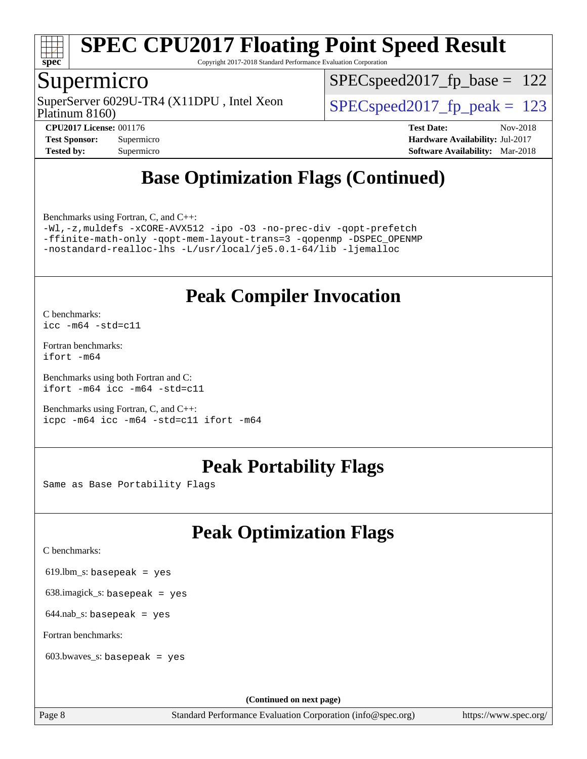## Base Optimization Flags (Continued)

Benchmarks using Fortran, C, and C++:

```
-Wl,-z,muldefs -xCORE-AVX512 -ipo -O3 -no-prec-div -qopt-prefetch
-ffinite-math-only -qopt-mem-layout-trans=3 -qopenmp -DSPEC_OPENMP
-nostandard-realloc-lhs -L/usr/local/je5.0.1-64/lib -ljemalloc
```

## Peak Compiler Invocation

C benchmarks:
`icc -m64 -std=c11`

Fortran benchmarks:
`ifort -m64`

Benchmarks using both Fortran and C:
`ifort -m64 icc -m64 -std=c11`

Benchmarks using Fortran, C, and C++:
`icpc -m64 icc -m64 -std=c11 ifort -m64`

## Peak Portability Flags

Same as Base Portability Flags

## Peak Optimization Flags

C benchmarks:

619.lbm_s: `basepeak = yes`

638.imagick_s: `basepeak = yes`

644.nab_s: `basepeak = yes`

Fortran benchmarks:

603.bwaves_s: `basepeak = yes`

**(Continued on next page)**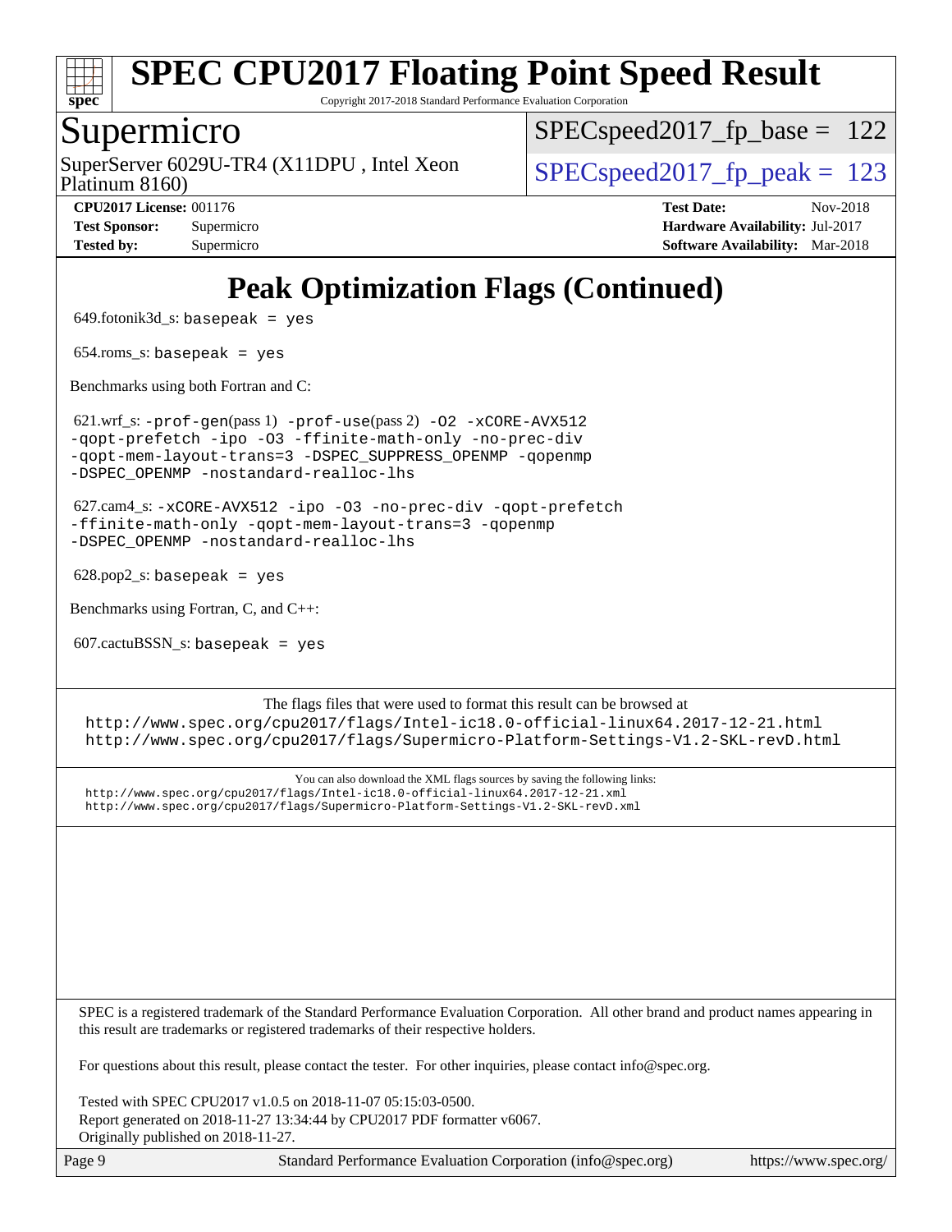# Peak Optimization Flags (Continued)

649.fotonik3d_s: basepeak = yes

654.roms_s: basepeak = yes

Benchmarks using both Fortran and C:

621.wrf_s: -prof-gen(pass 1) -prof-use(pass 2) -O2 -xCORE-AVX512 -qopt-prefetch -ipo -O3 -ffinite-math-only -no-prec-div -qopt-mem-layout-trans=3 -DSPEC_SUPPRESS_OPENMP -qopenmp -DSPEC_OPENMP -nostandard-realloc-lhs

627.cam4_s: -xCORE-AVX512 -ipo -O3 -no-prec-div -qopt-prefetch -ffinite-math-only -qopt-mem-layout-trans=3 -qopenmp -DSPEC_OPENMP -nostandard-realloc-lhs

628.pop2_s: basepeak = yes

Benchmarks using Fortran, C, and C++:

607.cactuBSSN_s: basepeak = yes

The flags files that were used to format this result can be browsed at
http://www.spec.org/cpu2017/flags/Intel-ic18.0-official-linux64.2017-12-21.html
http://www.spec.org/cpu2017/flags/Supermicro-Platform-Settings-V1.2-SKL-revD.html

You can also download the XML flags sources by saving the following links:
http://www.spec.org/cpu2017/flags/Intel-ic18.0-official-linux64.2017-12-21.xml
http://www.spec.org/cpu2017/flags/Supermicro-Platform-Settings-V1.2-SKL-revD.xml

SPEC is a registered trademark of the Standard Performance Evaluation Corporation. All other brand and product names appearing in this result are trademarks or registered trademarks of their respective holders.

For questions about this result, please contact the tester. For other inquiries, please contact info@spec.org.

Tested with SPEC CPU2017 v1.0.5 on 2018-11-07 05:15:03-0500.
Report generated on 2018-11-27 13:34:44 by CPU2017 PDF formatter v6067.
Originally published on 2018-11-27.